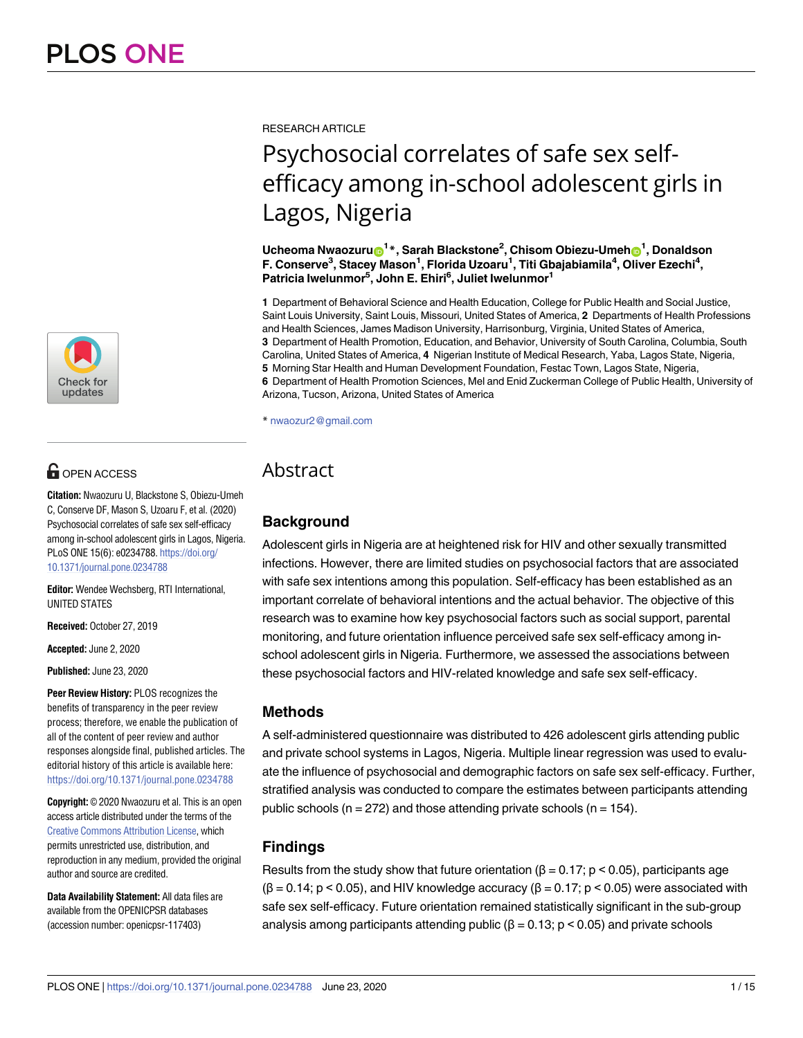RESEARCH ARTICLE

# Psychosocial correlates of safe sex self-efficacy among in-school adolescent girls in Lagos, Nigeria

**Ucheoma Nwaozuru[1]*, Sarah Blackstone[2], Chisom Obiezu-Umeh[1], Donaldson F. Conserve[3], Stacey Mason[1], Florida Uzoaru[1], Titi Gbajabiamila[4], Oliver Ezechi[4], Patricia Iwelunmor[5], John E. Ehiri[6], Juliet Iwelunmor[1]**

**1** Department of Behavioral Science and Health Education, College for Public Health and Social Justice, Saint Louis University, Saint Louis, Missouri, United States of America, **2** Departments of Health Professions and Health Sciences, James Madison University, Harrisonburg, Virginia, United States of America, **3** Department of Health Promotion, Education, and Behavior, University of South Carolina, Columbia, South Carolina, United States of America, **4** Nigerian Institute of Medical Research, Yaba, Lagos State, Nigeria, **5** Morning Star Health and Human Development Foundation, Festac Town, Lagos State, Nigeria, **6** Department of Health Promotion Sciences, Mel and Enid Zuckerman College of Public Health, University of Arizona, Tucson, Arizona, United States of America

* nwaozur2@gmail.com

OPEN ACCESS

**Citation:** Nwaozuru U, Blackstone S, Obiezu-Umeh C, Conserve DF, Mason S, Uzoaru F, et al. (2020) Psychosocial correlates of safe sex self-efficacy among in-school adolescent girls in Lagos, Nigeria. PLoS ONE 15(6): e0234788. https://doi.org/10.1371/journal.pone.0234788

**Editor:** Wendee Wechsberg, RTI International, UNITED STATES

**Received:** October 27, 2019

**Accepted:** June 2, 2020

**Published:** June 23, 2020

**Peer Review History:** PLOS recognizes the benefits of transparency in the peer review process; therefore, we enable the publication of all of the content of peer review and author responses alongside final, published articles. The editorial history of this article is available here: https://doi.org/10.1371/journal.pone.0234788

**Copyright:** © 2020 Nwaozuru et al. This is an open access article distributed under the terms of the Creative Commons Attribution License, which permits unrestricted use, distribution, and reproduction in any medium, provided the original author and source are credited.

**Data Availability Statement:** All data files are available from the OPENICPSR databases (accession number: openicpsr-117403)

## Abstract

### Background

Adolescent girls in Nigeria are at heightened risk for HIV and other sexually transmitted infections. However, there are limited studies on psychosocial factors that are associated with safe sex intentions among this population. Self-efficacy has been established as an important correlate of behavioral intentions and the actual behavior. The objective of this research was to examine how key psychosocial factors such as social support, parental monitoring, and future orientation influence perceived safe sex self-efficacy among in-school adolescent girls in Nigeria. Furthermore, we assessed the associations between these psychosocial factors and HIV-related knowledge and safe sex self-efficacy.

### Methods

A self-administered questionnaire was distributed to 426 adolescent girls attending public and private school systems in Lagos, Nigeria. Multiple linear regression was used to evaluate the influence of psychosocial and demographic factors on safe sex self-efficacy. Further, stratified analysis was conducted to compare the estimates between participants attending public schools (n = 272) and those attending private schools (n = 154).

### Findings

Results from the study show that future orientation ($\beta = 0.17$; $p < 0.05$), participants age ($\beta = 0.14$; $p < 0.05$), and HIV knowledge accuracy ($\beta = 0.17$; $p < 0.05$) were associated with safe sex self-efficacy. Future orientation remained statistically significant in the sub-group analysis among participants attending public ($\beta = 0.13$; $p < 0.05$) and private schools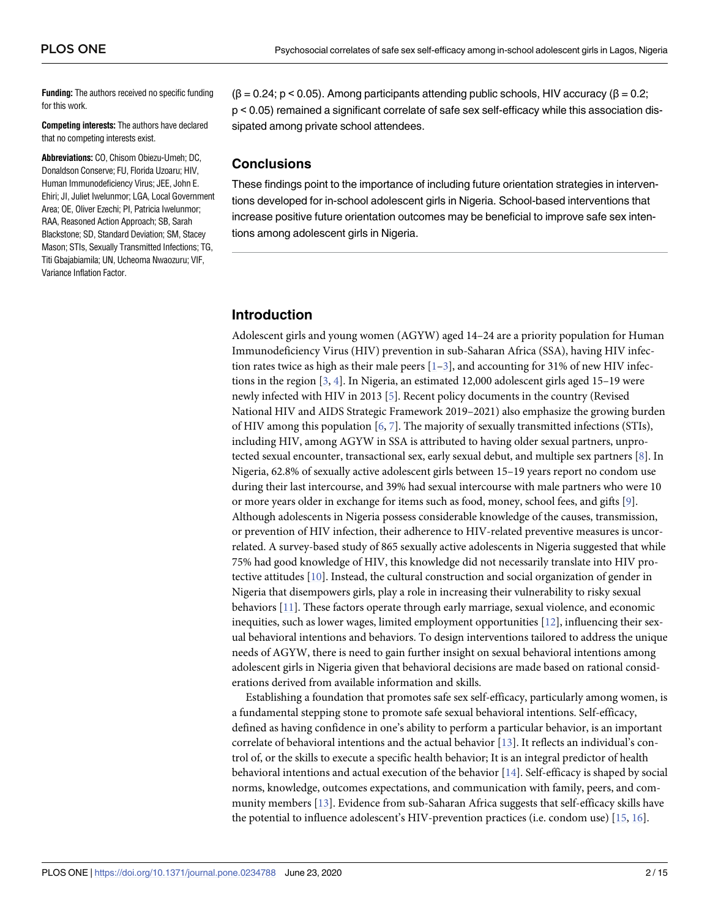**Funding:** The authors received no specific funding for this work.

**Competing interests:** The authors have declared that no competing interests exist.

**Abbreviations:** CO, Chisom Obiezu-Umeh; DC, Donaldson Conserve; FU, Florida Uzoaru; HIV, Human Immunodeficiency Virus; JEE, John E. Ehiri; JI, Juliet Iwelunmor; LGA, Local Government Area; OE, Oliver Ezechi; PI, Patricia Iwelunmor; RAA, Reasoned Action Approach; SB, Sarah Blackstone; SD, Standard Deviation; SM, Stacey Mason; STIs, Sexually Transmitted Infections; TG, Titi Gbajabiamila; UN, Ucheoma Nwaozuru; VIF, Variance Inflation Factor.

($\beta = 0.24$; $p < 0.05$). Among participants attending public schools, HIV accuracy ($\beta = 0.2$; $p < 0.05$) remained a significant correlate of safe sex self-efficacy while this association dissipated among private school attendees.

## Conclusions

These findings point to the importance of including future orientation strategies in interventions developed for in-school adolescent girls in Nigeria. School-based interventions that increase positive future orientation outcomes may be beneficial to improve safe sex intentions among adolescent girls in Nigeria.

## Introduction

Adolescent girls and young women (AGYW) aged 14–24 are a priority population for Human Immunodeficiency Virus (HIV) prevention in sub-Saharan Africa (SSA), having HIV infection rates twice as high as their male peers [1–3], and accounting for 31% of new HIV infections in the region [3, 4]. In Nigeria, an estimated 12,000 adolescent girls aged 15–19 were newly infected with HIV in 2013 [5]. Recent policy documents in the country (Revised National HIV and AIDS Strategic Framework 2019–2021) also emphasize the growing burden of HIV among this population [6, 7]. The majority of sexually transmitted infections (STIs), including HIV, among AGYW in SSA is attributed to having older sexual partners, unprotected sexual encounter, transactional sex, early sexual debut, and multiple sex partners [8]. In Nigeria, 62.8% of sexually active adolescent girls between 15–19 years report no condom use during their last intercourse, and 39% had sexual intercourse with male partners who were 10 or more years older in exchange for items such as food, money, school fees, and gifts [9]. Although adolescents in Nigeria possess considerable knowledge of the causes, transmission, or prevention of HIV infection, their adherence to HIV-related preventive measures is uncorrelated. A survey-based study of 865 sexually active adolescents in Nigeria suggested that while 75% had good knowledge of HIV, this knowledge did not necessarily translate into HIV protective attitudes [10]. Instead, the cultural construction and social organization of gender in Nigeria that disempowers girls, play a role in increasing their vulnerability to risky sexual behaviors [11]. These factors operate through early marriage, sexual violence, and economic inequities, such as lower wages, limited employment opportunities [12], influencing their sexual behavioral intentions and behaviors. To design interventions tailored to address the unique needs of AGYW, there is need to gain further insight on sexual behavioral intentions among adolescent girls in Nigeria given that behavioral decisions are made based on rational considerations derived from available information and skills.

Establishing a foundation that promotes safe sex self-efficacy, particularly among women, is a fundamental stepping stone to promote safe sexual behavioral intentions. Self-efficacy, defined as having confidence in one's ability to perform a particular behavior, is an important correlate of behavioral intentions and the actual behavior [13]. It reflects an individual's control of, or the skills to execute a specific health behavior; It is an integral predictor of health behavioral intentions and actual execution of the behavior [14]. Self-efficacy is shaped by social norms, knowledge, outcomes expectations, and communication with family, peers, and community members [13]. Evidence from sub-Saharan Africa suggests that self-efficacy skills have the potential to influence adolescent's HIV-prevention practices (i.e. condom use) [15, 16].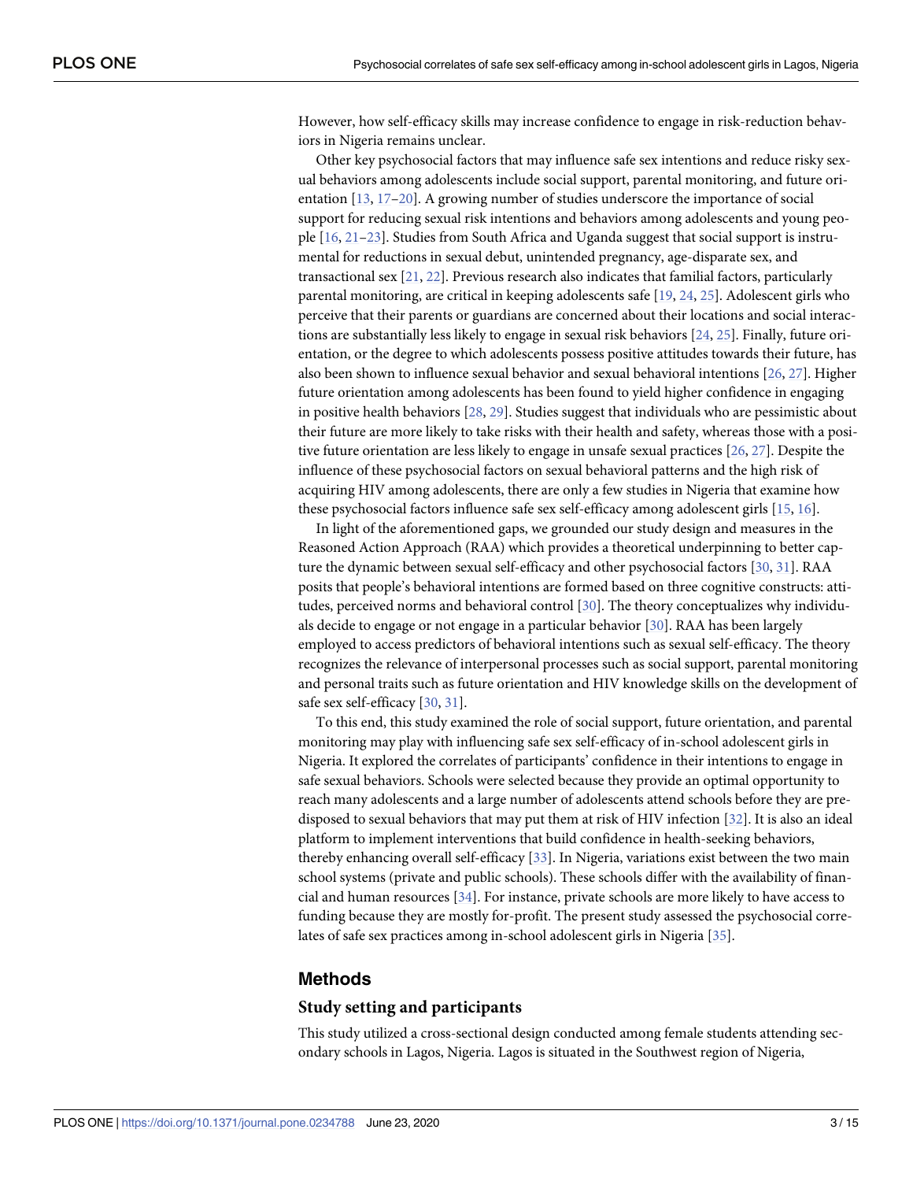However, how self-efficacy skills may increase confidence to engage in risk-reduction behaviors in Nigeria remains unclear.

Other key psychosocial factors that may influence safe sex intentions and reduce risky sexual behaviors among adolescents include social support, parental monitoring, and future orientation [13, 17–20]. A growing number of studies underscore the importance of social support for reducing sexual risk intentions and behaviors among adolescents and young people [16, 21–23]. Studies from South Africa and Uganda suggest that social support is instrumental for reductions in sexual debut, unintended pregnancy, age-disparate sex, and transactional sex [21, 22]. Previous research also indicates that familial factors, particularly parental monitoring, are critical in keeping adolescents safe [19, 24, 25]. Adolescent girls who perceive that their parents or guardians are concerned about their locations and social interactions are substantially less likely to engage in sexual risk behaviors [24, 25]. Finally, future orientation, or the degree to which adolescents possess positive attitudes towards their future, has also been shown to influence sexual behavior and sexual behavioral intentions [26, 27]. Higher future orientation among adolescents has been found to yield higher confidence in engaging in positive health behaviors [28, 29]. Studies suggest that individuals who are pessimistic about their future are more likely to take risks with their health and safety, whereas those with a positive future orientation are less likely to engage in unsafe sexual practices [26, 27]. Despite the influence of these psychosocial factors on sexual behavioral patterns and the high risk of acquiring HIV among adolescents, there are only a few studies in Nigeria that examine how these psychosocial factors influence safe sex self-efficacy among adolescent girls [15, 16].

In light of the aforementioned gaps, we grounded our study design and measures in the Reasoned Action Approach (RAA) which provides a theoretical underpinning to better capture the dynamic between sexual self-efficacy and other psychosocial factors [30, 31]. RAA posits that people's behavioral intentions are formed based on three cognitive constructs: attitudes, perceived norms and behavioral control [30]. The theory conceptualizes why individuals decide to engage or not engage in a particular behavior [30]. RAA has been largely employed to access predictors of behavioral intentions such as sexual self-efficacy. The theory recognizes the relevance of interpersonal processes such as social support, parental monitoring and personal traits such as future orientation and HIV knowledge skills on the development of safe sex self-efficacy [30, 31].

To this end, this study examined the role of social support, future orientation, and parental monitoring may play with influencing safe sex self-efficacy of in-school adolescent girls in Nigeria. It explored the correlates of participants' confidence in their intentions to engage in safe sexual behaviors. Schools were selected because they provide an optimal opportunity to reach many adolescents and a large number of adolescents attend schools before they are predisposed to sexual behaviors that may put them at risk of HIV infection [32]. It is also an ideal platform to implement interventions that build confidence in health-seeking behaviors, thereby enhancing overall self-efficacy [33]. In Nigeria, variations exist between the two main school systems (private and public schools). These schools differ with the availability of financial and human resources [34]. For instance, private schools are more likely to have access to funding because they are mostly for-profit. The present study assessed the psychosocial correlates of safe sex practices among in-school adolescent girls in Nigeria [35].

## Methods

### Study setting and participants

This study utilized a cross-sectional design conducted among female students attending secondary schools in Lagos, Nigeria. Lagos is situated in the Southwest region of Nigeria,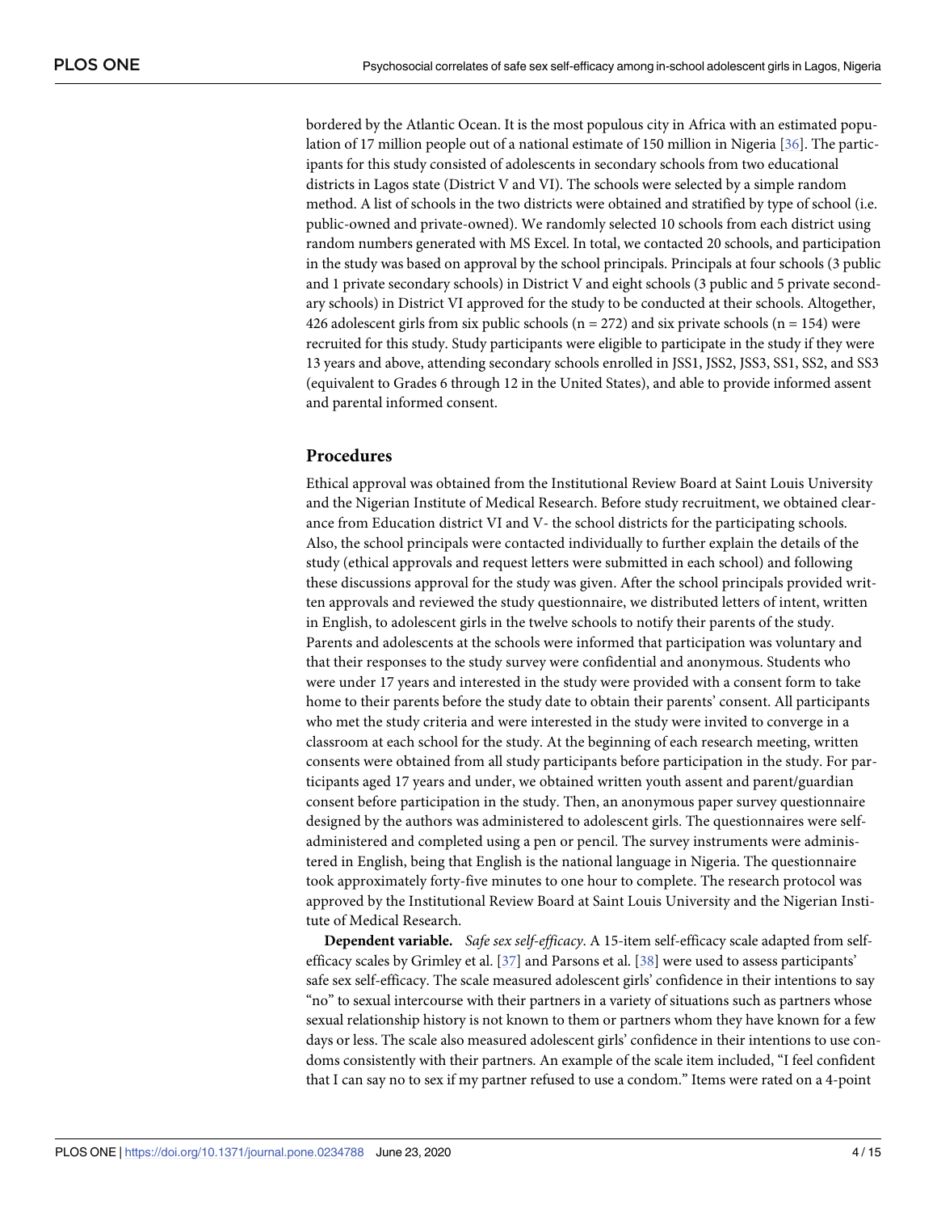bordered by the Atlantic Ocean. It is the most populous city in Africa with an estimated population of 17 million people out of a national estimate of 150 million in Nigeria [36]. The participants for this study consisted of adolescents in secondary schools from two educational districts in Lagos state (District V and VI). The schools were selected by a simple random method. A list of schools in the two districts were obtained and stratified by type of school (i.e. public-owned and private-owned). We randomly selected 10 schools from each district using random numbers generated with MS Excel. In total, we contacted 20 schools, and participation in the study was based on approval by the school principals. Principals at four schools (3 public and 1 private secondary schools) in District V and eight schools (3 public and 5 private secondary schools) in District VI approved for the study to be conducted at their schools. Altogether, 426 adolescent girls from six public schools (n = 272) and six private schools (n = 154) were recruited for this study. Study participants were eligible to participate in the study if they were 13 years and above, attending secondary schools enrolled in JSS1, JSS2, JSS3, SS1, SS2, and SS3 (equivalent to Grades 6 through 12 in the United States), and able to provide informed assent and parental informed consent.

## Procedures

Ethical approval was obtained from the Institutional Review Board at Saint Louis University and the Nigerian Institute of Medical Research. Before study recruitment, we obtained clearance from Education district VI and V- the school districts for the participating schools. Also, the school principals were contacted individually to further explain the details of the study (ethical approvals and request letters were submitted in each school) and following these discussions approval for the study was given. After the school principals provided written approvals and reviewed the study questionnaire, we distributed letters of intent, written in English, to adolescent girls in the twelve schools to notify their parents of the study. Parents and adolescents at the schools were informed that participation was voluntary and that their responses to the study survey were confidential and anonymous. Students who were under 17 years and interested in the study were provided with a consent form to take home to their parents before the study date to obtain their parents' consent. All participants who met the study criteria and were interested in the study were invited to converge in a classroom at each school for the study. At the beginning of each research meeting, written consents were obtained from all study participants before participation in the study. For participants aged 17 years and under, we obtained written youth assent and parent/guardian consent before participation in the study. Then, an anonymous paper survey questionnaire designed by the authors was administered to adolescent girls. The questionnaires were self-administered and completed using a pen or pencil. The survey instruments were administered in English, being that English is the national language in Nigeria. The questionnaire took approximately forty-five minutes to one hour to complete. The research protocol was approved by the Institutional Review Board at Saint Louis University and the Nigerian Institute of Medical Research.

**Dependent variable.** *Safe sex self-efficacy*. A 15-item self-efficacy scale adapted from self-efficacy scales by Grimley et al. [37] and Parsons et al. [38] were used to assess participants' safe sex self-efficacy. The scale measured adolescent girls' confidence in their intentions to say "no" to sexual intercourse with their partners in a variety of situations such as partners whose sexual relationship history is not known to them or partners whom they have known for a few days or less. The scale also measured adolescent girls' confidence in their intentions to use condoms consistently with their partners. An example of the scale item included, "I feel confident that I can say no to sex if my partner refused to use a condom." Items were rated on a 4-point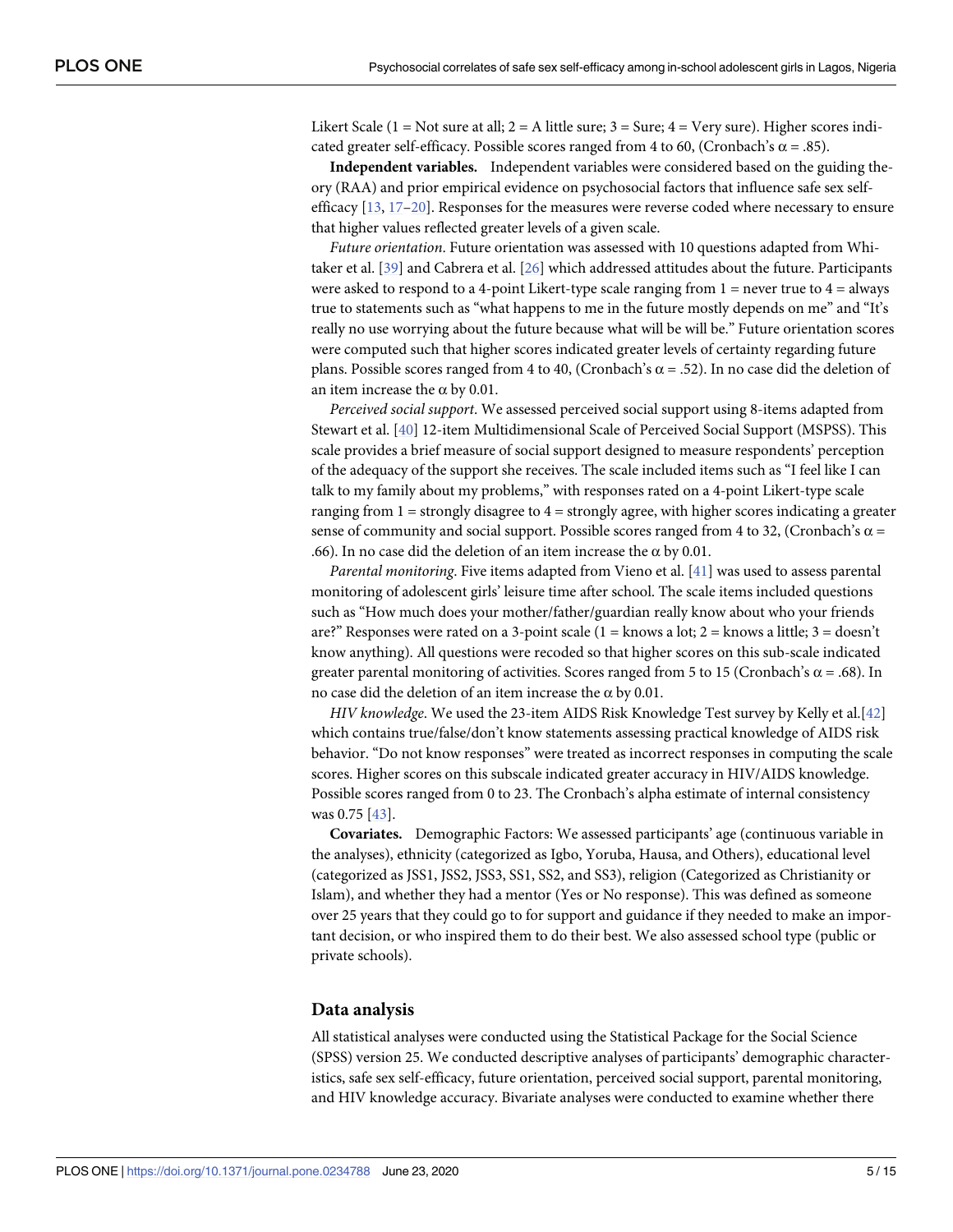Likert Scale (1 = Not sure at all; 2 = A little sure; 3 = Sure; 4 = Very sure). Higher scores indicated greater self-efficacy. Possible scores ranged from 4 to 60, (Cronbach's $\alpha$ = .85).

**Independent variables.** Independent variables were considered based on the guiding theory (RAA) and prior empirical evidence on psychosocial factors that influence safe sex self-efficacy [13, 17–20]. Responses for the measures were reverse coded where necessary to ensure that higher values reflected greater levels of a given scale.

*Future orientation*. Future orientation was assessed with 10 questions adapted from Whitaker et al. [39] and Cabrera et al. [26] which addressed attitudes about the future. Participants were asked to respond to a 4-point Likert-type scale ranging from 1 = never true to 4 = always true to statements such as "what happens to me in the future mostly depends on me" and "It's really no use worrying about the future because what will be will be." Future orientation scores were computed such that higher scores indicated greater levels of certainty regarding future plans. Possible scores ranged from 4 to 40, (Cronbach's $\alpha$ = .52). In no case did the deletion of an item increase the $\alpha$ by 0.01.

*Perceived social support*. We assessed perceived social support using 8-items adapted from Stewart et al. [40] 12-item Multidimensional Scale of Perceived Social Support (MSPSS). This scale provides a brief measure of social support designed to measure respondents' perception of the adequacy of the support she receives. The scale included items such as "I feel like I can talk to my family about my problems," with responses rated on a 4-point Likert-type scale ranging from 1 = strongly disagree to 4 = strongly agree, with higher scores indicating a greater sense of community and social support. Possible scores ranged from 4 to 32, (Cronbach's $\alpha$ = .66). In no case did the deletion of an item increase the $\alpha$ by 0.01.

*Parental monitoring*. Five items adapted from Vieno et al. [41] was used to assess parental monitoring of adolescent girls' leisure time after school. The scale items included questions such as "How much does your mother/father/guardian really know about who your friends are?" Responses were rated on a 3-point scale (1 = knows a lot; 2 = knows a little; 3 = doesn't know anything). All questions were recoded so that higher scores on this sub-scale indicated greater parental monitoring of activities. Scores ranged from 5 to 15 (Cronbach's $\alpha$ = .68). In no case did the deletion of an item increase the $\alpha$ by 0.01.

*HIV knowledge*. We used the 23-item AIDS Risk Knowledge Test survey by Kelly et al.[42] which contains true/false/don't know statements assessing practical knowledge of AIDS risk behavior. "Do not know responses" were treated as incorrect responses in computing the scale scores. Higher scores on this subscale indicated greater accuracy in HIV/AIDS knowledge. Possible scores ranged from 0 to 23. The Cronbach's alpha estimate of internal consistency was 0.75 [43].

**Covariates.** Demographic Factors: We assessed participants' age (continuous variable in the analyses), ethnicity (categorized as Igbo, Yoruba, Hausa, and Others), educational level (categorized as JSS1, JSS2, JSS3, SS1, SS2, and SS3), religion (Categorized as Christianity or Islam), and whether they had a mentor (Yes or No response). This was defined as someone over 25 years that they could go to for support and guidance if they needed to make an important decision, or who inspired them to do their best. We also assessed school type (public or private schools).

## Data analysis

All statistical analyses were conducted using the Statistical Package for the Social Science (SPSS) version 25. We conducted descriptive analyses of participants' demographic characteristics, safe sex self-efficacy, future orientation, perceived social support, parental monitoring, and HIV knowledge accuracy. Bivariate analyses were conducted to examine whether there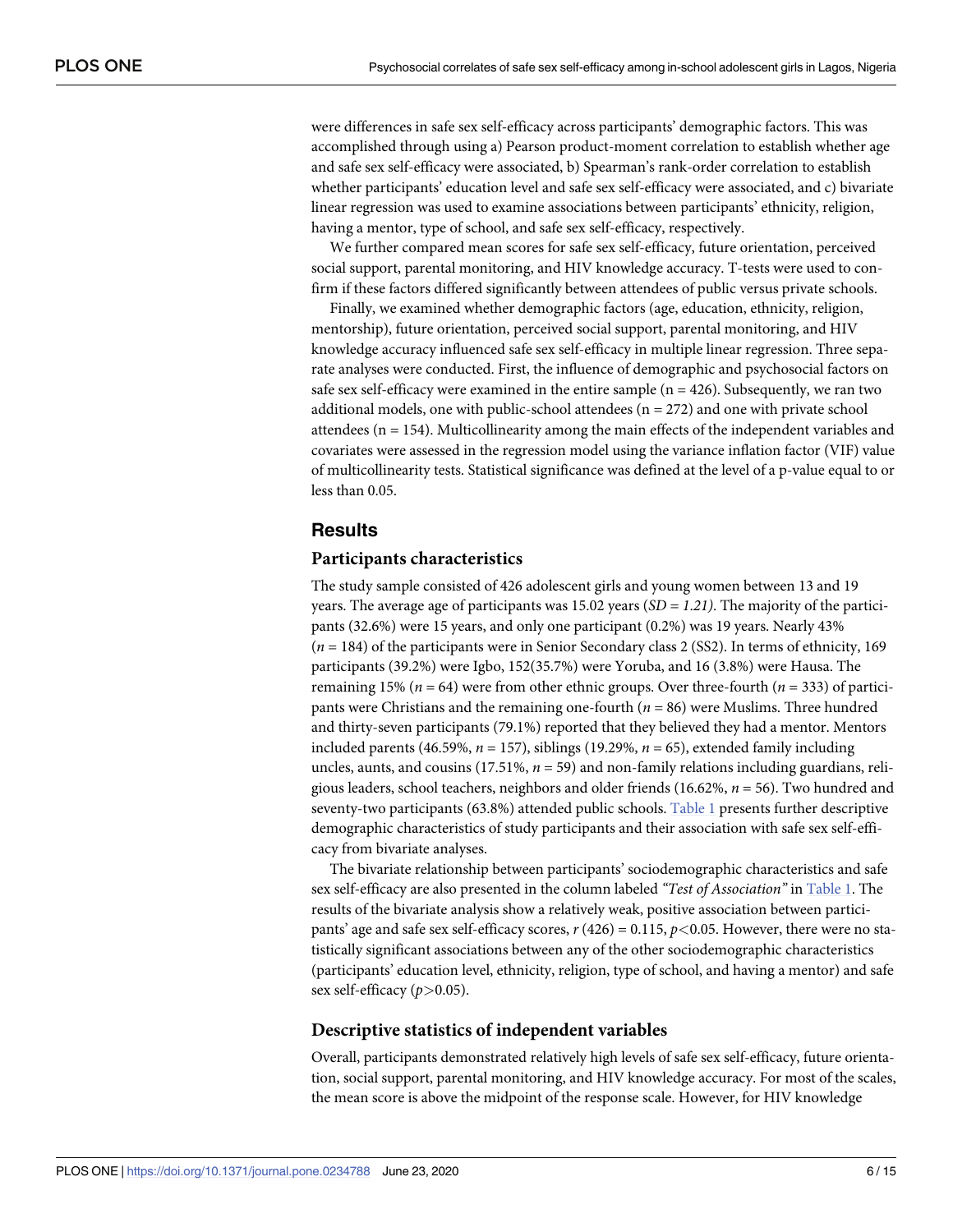were differences in safe sex self-efficacy across participants' demographic factors. This was accomplished through using a) Pearson product-moment correlation to establish whether age and safe sex self-efficacy were associated, b) Spearman's rank-order correlation to establish whether participants' education level and safe sex self-efficacy were associated, and c) bivariate linear regression was used to examine associations between participants' ethnicity, religion, having a mentor, type of school, and safe sex self-efficacy, respectively.

We further compared mean scores for safe sex self-efficacy, future orientation, perceived social support, parental monitoring, and HIV knowledge accuracy. T-tests were used to confirm if these factors differed significantly between attendees of public versus private schools.

Finally, we examined whether demographic factors (age, education, ethnicity, religion, mentorship), future orientation, perceived social support, parental monitoring, and HIV knowledge accuracy influenced safe sex self-efficacy in multiple linear regression. Three separate analyses were conducted. First, the influence of demographic and psychosocial factors on safe sex self-efficacy were examined in the entire sample (n = 426). Subsequently, we ran two additional models, one with public-school attendees (n = 272) and one with private school attendees (n = 154). Multicollinearity among the main effects of the independent variables and covariates were assessed in the regression model using the variance inflation factor (VIF) value of multicollinearity tests. Statistical significance was defined at the level of a p-value equal to or less than 0.05.

## Results

### Participants characteristics

The study sample consisted of 426 adolescent girls and young women between 13 and 19 years. The average age of participants was 15.02 years (*SD = 1.21)*. The majority of the participants (32.6%) were 15 years, and only one participant (0.2%) was 19 years. Nearly 43% ($n = 184$) of the participants were in Senior Secondary class 2 (SS2). In terms of ethnicity, 169 participants (39.2%) were Igbo, 152(35.7%) were Yoruba, and 16 (3.8%) were Hausa. The remaining 15% ($n = 64$) were from other ethnic groups. Over three-fourth ($n = 333$) of participants were Christians and the remaining one-fourth ($n = 86$) were Muslims. Three hundred and thirty-seven participants (79.1%) reported that they believed they had a mentor. Mentors included parents (46.59%, $n = 157$), siblings (19.29%, $n = 65$), extended family including uncles, aunts, and cousins (17.51%, $n = 59$) and non-family relations including guardians, religious leaders, school teachers, neighbors and older friends (16.62%, $n = 56$). Two hundred and seventy-two participants (63.8%) attended public schools. Table 1 presents further descriptive demographic characteristics of study participants and their association with safe sex self-efficacy from bivariate analyses.

The bivariate relationship between participants' sociodemographic characteristics and safe sex self-efficacy are also presented in the column labeled *"Test of Association"* in Table 1. The results of the bivariate analysis show a relatively weak, positive association between participants' age and safe sex self-efficacy scores, $r\,(426) = 0.115$, $p<0.05$. However, there were no statistically significant associations between any of the other sociodemographic characteristics (participants' education level, ethnicity, religion, type of school, and having a mentor) and safe sex self-efficacy ($p>0.05$).

### Descriptive statistics of independent variables

Overall, participants demonstrated relatively high levels of safe sex self-efficacy, future orientation, social support, parental monitoring, and HIV knowledge accuracy. For most of the scales, the mean score is above the midpoint of the response scale. However, for HIV knowledge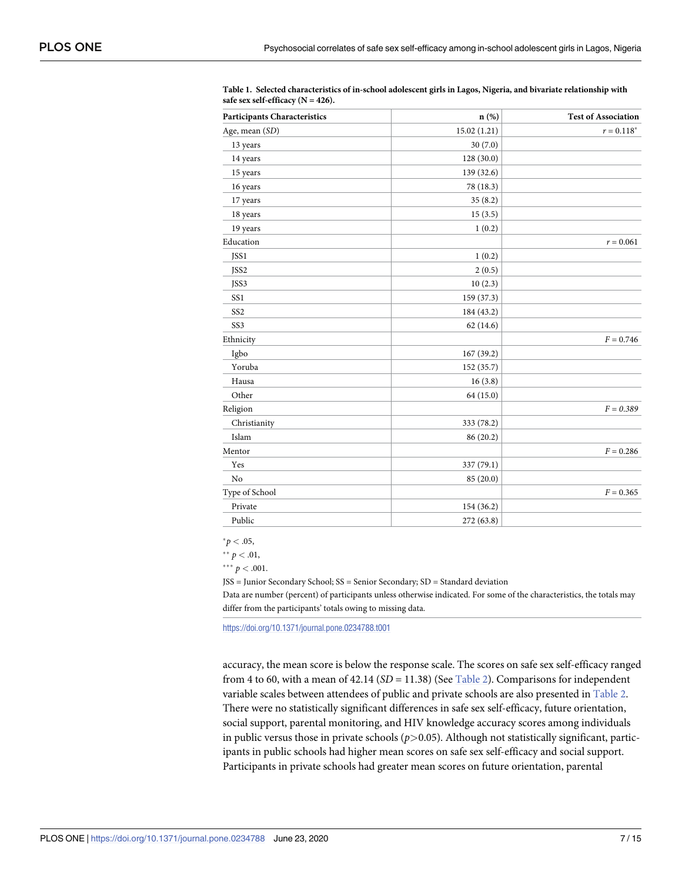**Table 1. Selected characteristics of in-school adolescent girls in Lagos, Nigeria, and bivariate relationship with safe sex self-efficacy (N = 426).**

| Participants Characteristics | n (%) | Test of Association |
|---|---|---|
| Age, mean (*SD*) | 15.02 (1.21) | $r = 0.118^{*}$ |
| 13 years | 30 (7.0) | |
| 14 years | 128 (30.0) | |
| 15 years | 139 (32.6) | |
| 16 years | 78 (18.3) | |
| 17 years | 35 (8.2) | |
| 18 years | 15 (3.5) | |
| 19 years | 1 (0.2) | |
| Education | | $r = 0.061$ |
| JSS1 | 1 (0.2) | |
| JSS2 | 2 (0.5) | |
| JSS3 | 10 (2.3) | |
| SS1 | 159 (37.3) | |
| SS2 | 184 (43.2) | |
| SS3 | 62 (14.6) | |
| Ethnicity | | $F = 0.746$ |
| Igbo | 167 (39.2) | |
| Yoruba | 152 (35.7) | |
| Hausa | 16 (3.8) | |
| Other | 64 (15.0) | |
| Religion | | $F = 0.389$ |
| Christianity | 333 (78.2) | |
| Islam | 86 (20.2) | |
| Mentor | | $F = 0.286$ |
| Yes | 337 (79.1) | |
| No | 85 (20.0) | |
| Type of School | | $F = 0.365$ |
| Private | 154 (36.2) | |
| Public | 272 (63.8) | |

$^{*}p < .05$,

$^{**}p < .01$,

$^{***}p < .001$.

JSS = Junior Secondary School; SS = Senior Secondary; SD = Standard deviation

Data are number (percent) of participants unless otherwise indicated. For some of the characteristics, the totals may differ from the participants' totals owing to missing data.

https://doi.org/10.1371/journal.pone.0234788.t001

accuracy, the mean score is below the response scale. The scores on safe sex self-efficacy ranged from 4 to 60, with a mean of 42.14 (*SD* = 11.38) (See Table 2). Comparisons for independent variable scales between attendees of public and private schools are also presented in Table 2. There were no statistically significant differences in safe sex self-efficacy, future orientation, social support, parental monitoring, and HIV knowledge accuracy scores among individuals in public versus those in private schools ($p > 0.05$). Although not statistically significant, participants in public schools had higher mean scores on safe sex self-efficacy and social support. Participants in private schools had greater mean scores on future orientation, parental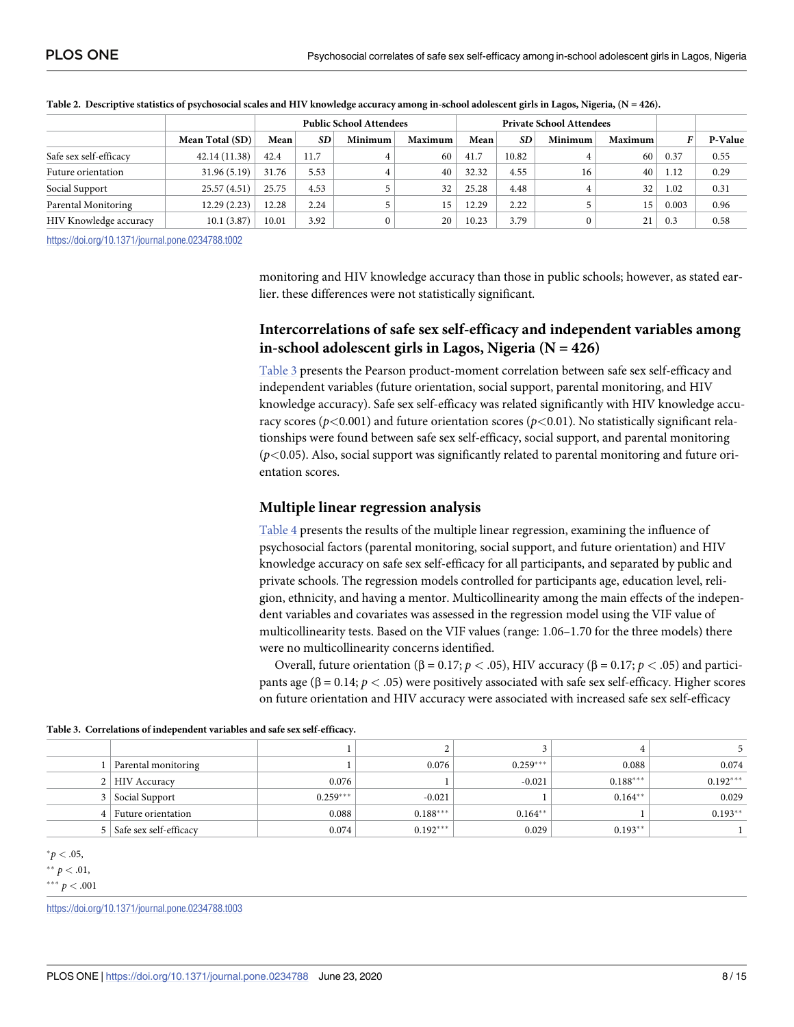**Table 2. Descriptive statistics of psychosocial scales and HIV knowledge accuracy among in-school adolescent girls in Lagos, Nigeria, (N = 426).**

| | | Public School Attendees | | | | Private School Attendees | | | | | |
|---|---|---|---|---|---|---|---|---|---|---|---|
| | Mean Total (SD) | Mean | *SD* | Minimum | Maximum | Mean | *SD* | Minimum | Maximum | *F* | P-Value |
| Safe sex self-efficacy | 42.14 (11.38) | 42.4 | 11.7 | 4 | 60 | 41.7 | 10.82 | 4 | 60 | 0.37 | 0.55 |
| Future orientation | 31.96 (5.19) | 31.76 | 5.53 | 4 | 40 | 32.32 | 4.55 | 16 | 40 | 1.12 | 0.29 |
| Social Support | 25.57 (4.51) | 25.75 | 4.53 | 5 | 32 | 25.28 | 4.48 | 4 | 32 | 1.02 | 0.31 |
| Parental Monitoring | 12.29 (2.23) | 12.28 | 2.24 | 5 | 15 | 12.29 | 2.22 | 5 | 15 | 0.003 | 0.96 |
| HIV Knowledge accuracy | 10.1 (3.87) | 10.01 | 3.92 | 0 | 20 | 10.23 | 3.79 | 0 | 21 | 0.3 | 0.58 |

https://doi.org/10.1371/journal.pone.0234788.t002

monitoring and HIV knowledge accuracy than those in public schools; however, as stated earlier. these differences were not statistically significant.

## Intercorrelations of safe sex self-efficacy and independent variables among in-school adolescent girls in Lagos, Nigeria (N = 426)

Table 3 presents the Pearson product-moment correlation between safe sex self-efficacy and independent variables (future orientation, social support, parental monitoring, and HIV knowledge accuracy). Safe sex self-efficacy was related significantly with HIV knowledge accuracy scores ($p<0.001$) and future orientation scores ($p<0.01$). No statistically significant relationships were found between safe sex self-efficacy, social support, and parental monitoring ($p<0.05$). Also, social support was significantly related to parental monitoring and future orientation scores.

## Multiple linear regression analysis

Table 4 presents the results of the multiple linear regression, examining the influence of psychosocial factors (parental monitoring, social support, and future orientation) and HIV knowledge accuracy on safe sex self-efficacy for all participants, and separated by public and private schools. The regression models controlled for participants age, education level, religion, ethnicity, and having a mentor. Multicollinearity among the main effects of the independent variables and covariates was assessed in the regression model using the VIF value of multicollinearity tests. Based on the VIF values (range: 1.06–1.70 for the three models) there were no multicollinearity concerns identified.

Overall, future orientation ($\beta = 0.17$; $p < .05$), HIV accuracy ($\beta = 0.17$; $p < .05$) and participants age ($\beta = 0.14$; $p < .05$) were positively associated with safe sex self-efficacy. Higher scores on future orientation and HIV accuracy were associated with increased safe sex self-efficacy

**Table 3. Correlations of independent variables and safe sex self-efficacy.**

| | | 1 | 2 | 3 | 4 | 5 |
|---|---|---|---|---|---|---|
| 1 | Parental monitoring | 1 | 0.076 | 0.259*** | 0.088 | 0.074 |
| 2 | HIV Accuracy | 0.076 | 1 | -0.021 | 0.188*** | 0.192*** |
| 3 | Social Support | 0.259*** | -0.021 | 1 | 0.164** | 0.029 |
| 4 | Future orientation | 0.088 | 0.188*** | 0.164** | 1 | 0.193** |
| 5 | Safe sex self-efficacy | 0.074 | 0.192*** | 0.029 | 0.193** | 1 |

*$p < .05$,

** $p < .01$,

*** $p < .001$

https://doi.org/10.1371/journal.pone.0234788.t003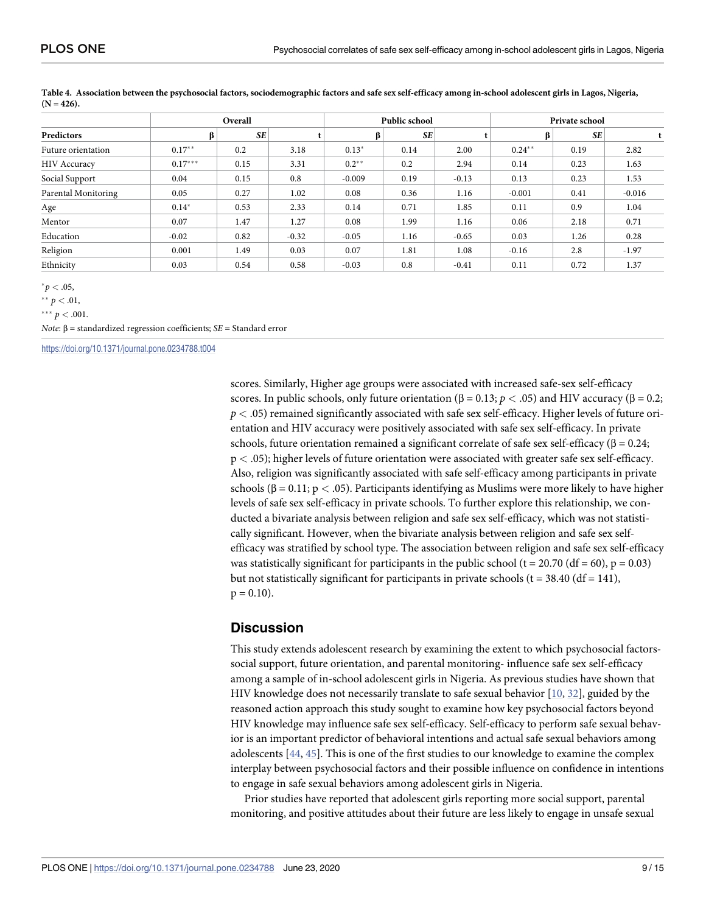**Table 4. Association between the psychosocial factors, sociodemographic factors and safe sex self-efficacy among in-school adolescent girls in Lagos, Nigeria, (N = 426).**

| | Overall | | | Public school | | | Private school | | |
|---|---|---|---|---|---|---|---|---|---|
| Predictors | β | *SE* | t | β | *SE* | t | β | *SE* | t |
| Future orientation | 0.17** | 0.2 | 3.18 | 0.13* | 0.14 | 2.00 | 0.24** | 0.19 | 2.82 |
| HIV Accuracy | 0.17*** | 0.15 | 3.31 | 0.2** | 0.2 | 2.94 | 0.14 | 0.23 | 1.63 |
| Social Support | 0.04 | 0.15 | 0.8 | -0.009 | 0.19 | -0.13 | 0.13 | 0.23 | 1.53 |
| Parental Monitoring | 0.05 | 0.27 | 1.02 | 0.08 | 0.36 | 1.16 | -0.001 | 0.41 | -0.016 |
| Age | 0.14* | 0.53 | 2.33 | 0.14 | 0.71 | 1.85 | 0.11 | 0.9 | 1.04 |
| Mentor | 0.07 | 1.47 | 1.27 | 0.08 | 1.99 | 1.16 | 0.06 | 2.18 | 0.71 |
| Education | -0.02 | 0.82 | -0.32 | -0.05 | 1.16 | -0.65 | 0.03 | 1.26 | 0.28 |
| Religion | 0.001 | 1.49 | 0.03 | 0.07 | 1.81 | 1.08 | -0.16 | 2.8 | -1.97 |
| Ethnicity | 0.03 | 0.54 | 0.58 | -0.03 | 0.8 | -0.41 | 0.11 | 0.72 | 1.37 |

* $p < .05$,

** $p < .01$,

*** $p < .001$.

*Note*: β = standardized regression coefficients; *SE* = Standard error

https://doi.org/10.1371/journal.pone.0234788.t004

scores. Similarly, Higher age groups were associated with increased safe-sex self-efficacy scores. In public schools, only future orientation (β = 0.13; $p < .05$) and HIV accuracy (β = 0.2; $p < .05$) remained significantly associated with safe sex self-efficacy. Higher levels of future orientation and HIV accuracy were positively associated with safe sex self-efficacy. In private schools, future orientation remained a significant correlate of safe sex self-efficacy (β = 0.24; $p < .05$); higher levels of future orientation were associated with greater safe sex self-efficacy. Also, religion was significantly associated with safe self-efficacy among participants in private schools (β = 0.11; $p < .05$). Participants identifying as Muslims were more likely to have higher levels of safe sex self-efficacy in private schools. To further explore this relationship, we conducted a bivariate analysis between religion and safe sex self-efficacy, which was not statistically significant. However, when the bivariate analysis between religion and safe sex self-efficacy was stratified by school type. The association between religion and safe sex self-efficacy was statistically significant for participants in the public school (t = 20.70 (df = 60), p = 0.03) but not statistically significant for participants in private schools (t = 38.40 (df = 141), p = 0.10).

## Discussion

This study extends adolescent research by examining the extent to which psychosocial factors-social support, future orientation, and parental monitoring- influence safe sex self-efficacy among a sample of in-school adolescent girls in Nigeria. As previous studies have shown that HIV knowledge does not necessarily translate to safe sexual behavior [10, 32], guided by the reasoned action approach this study sought to examine how key psychosocial factors beyond HIV knowledge may influence safe sex self-efficacy. Self-efficacy to perform safe sexual behavior is an important predictor of behavioral intentions and actual safe sexual behaviors among adolescents [44, 45]. This is one of the first studies to our knowledge to examine the complex interplay between psychosocial factors and their possible influence on confidence in intentions to engage in safe sexual behaviors among adolescent girls in Nigeria.

Prior studies have reported that adolescent girls reporting more social support, parental monitoring, and positive attitudes about their future are less likely to engage in unsafe sexual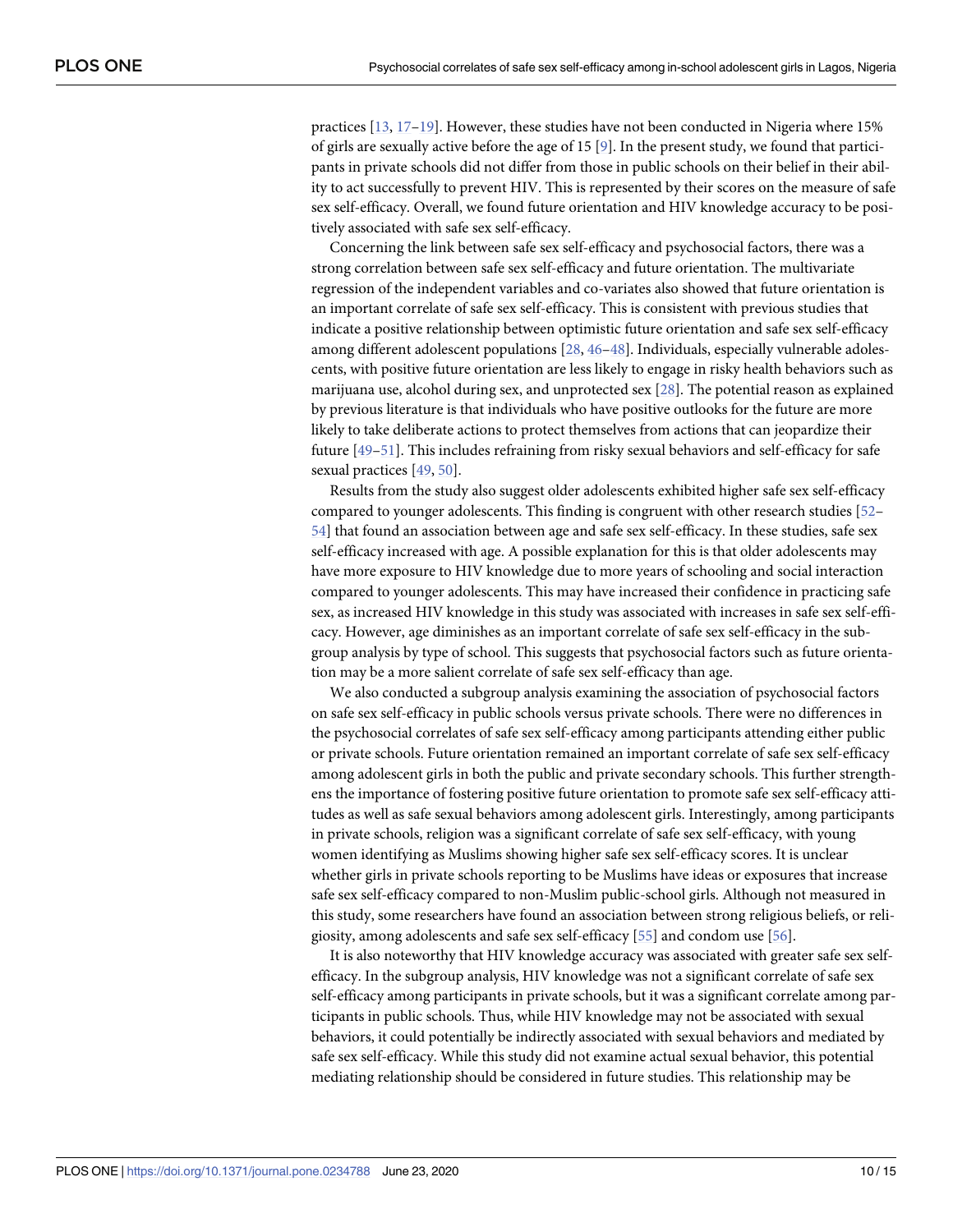practices [13, 17–19]. However, these studies have not been conducted in Nigeria where 15% of girls are sexually active before the age of 15 [9]. In the present study, we found that participants in private schools did not differ from those in public schools on their belief in their ability to act successfully to prevent HIV. This is represented by their scores on the measure of safe sex self-efficacy. Overall, we found future orientation and HIV knowledge accuracy to be positively associated with safe sex self-efficacy.

Concerning the link between safe sex self-efficacy and psychosocial factors, there was a strong correlation between safe sex self-efficacy and future orientation. The multivariate regression of the independent variables and co-variates also showed that future orientation is an important correlate of safe sex self-efficacy. This is consistent with previous studies that indicate a positive relationship between optimistic future orientation and safe sex self-efficacy among different adolescent populations [28, 46–48]. Individuals, especially vulnerable adolescents, with positive future orientation are less likely to engage in risky health behaviors such as marijuana use, alcohol during sex, and unprotected sex [28]. The potential reason as explained by previous literature is that individuals who have positive outlooks for the future are more likely to take deliberate actions to protect themselves from actions that can jeopardize their future [49–51]. This includes refraining from risky sexual behaviors and self-efficacy for safe sexual practices [49, 50].

Results from the study also suggest older adolescents exhibited higher safe sex self-efficacy compared to younger adolescents. This finding is congruent with other research studies [52–54] that found an association between age and safe sex self-efficacy. In these studies, safe sex self-efficacy increased with age. A possible explanation for this is that older adolescents may have more exposure to HIV knowledge due to more years of schooling and social interaction compared to younger adolescents. This may have increased their confidence in practicing safe sex, as increased HIV knowledge in this study was associated with increases in safe sex self-efficacy. However, age diminishes as an important correlate of safe sex self-efficacy in the subgroup analysis by type of school. This suggests that psychosocial factors such as future orientation may be a more salient correlate of safe sex self-efficacy than age.

We also conducted a subgroup analysis examining the association of psychosocial factors on safe sex self-efficacy in public schools versus private schools. There were no differences in the psychosocial correlates of safe sex self-efficacy among participants attending either public or private schools. Future orientation remained an important correlate of safe sex self-efficacy among adolescent girls in both the public and private secondary schools. This further strengthens the importance of fostering positive future orientation to promote safe sex self-efficacy attitudes as well as safe sexual behaviors among adolescent girls. Interestingly, among participants in private schools, religion was a significant correlate of safe sex self-efficacy, with young women identifying as Muslims showing higher safe sex self-efficacy scores. It is unclear whether girls in private schools reporting to be Muslims have ideas or exposures that increase safe sex self-efficacy compared to non-Muslim public-school girls. Although not measured in this study, some researchers have found an association between strong religious beliefs, or religiosity, among adolescents and safe sex self-efficacy [55] and condom use [56].

It is also noteworthy that HIV knowledge accuracy was associated with greater safe sex self-efficacy. In the subgroup analysis, HIV knowledge was not a significant correlate of safe sex self-efficacy among participants in private schools, but it was a significant correlate among participants in public schools. Thus, while HIV knowledge may not be associated with sexual behaviors, it could potentially be indirectly associated with sexual behaviors and mediated by safe sex self-efficacy. While this study did not examine actual sexual behavior, this potential mediating relationship should be considered in future studies. This relationship may be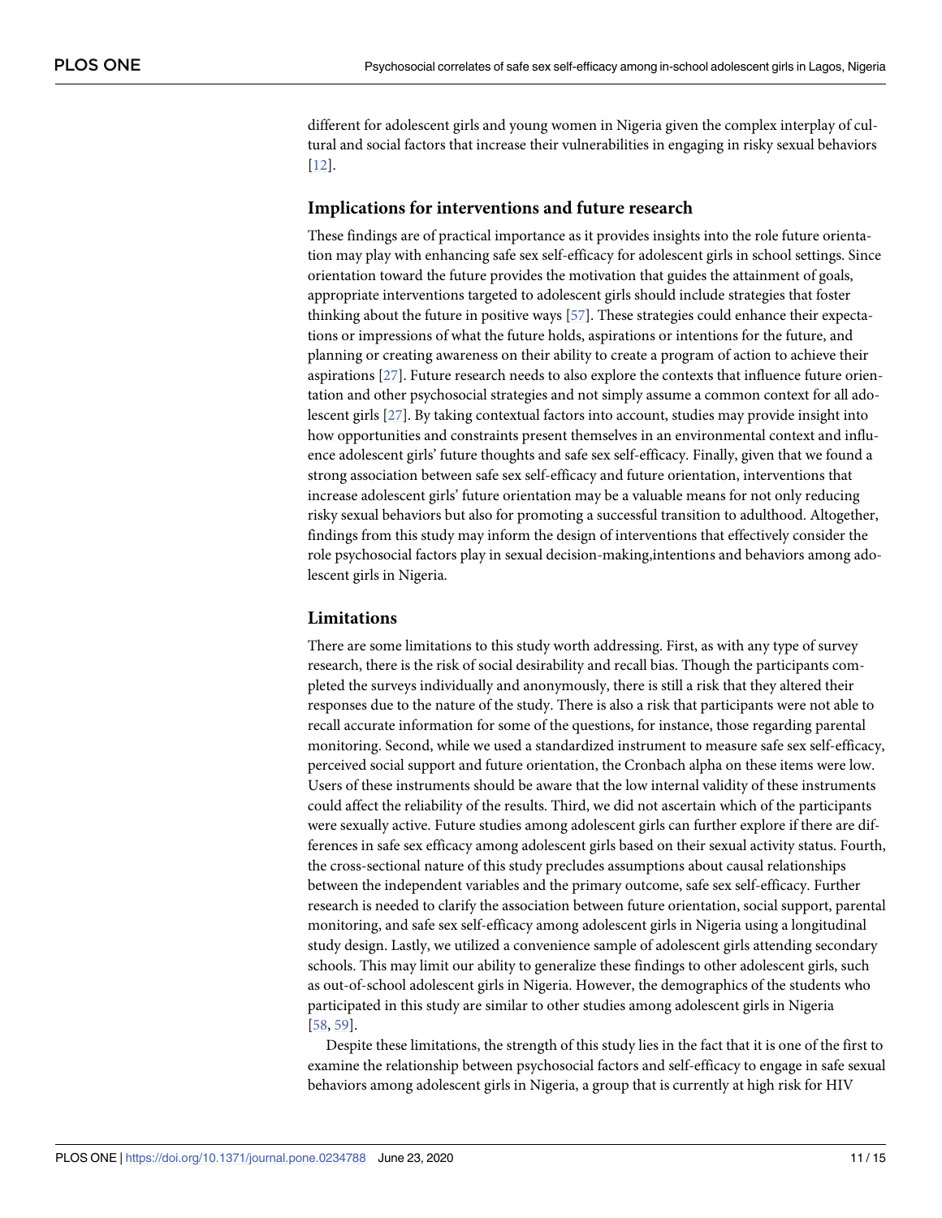different for adolescent girls and young women in Nigeria given the complex interplay of cultural and social factors that increase their vulnerabilities in engaging in risky sexual behaviors [12].

### Implications for interventions and future research

These findings are of practical importance as it provides insights into the role future orientation may play with enhancing safe sex self-efficacy for adolescent girls in school settings. Since orientation toward the future provides the motivation that guides the attainment of goals, appropriate interventions targeted to adolescent girls should include strategies that foster thinking about the future in positive ways [57]. These strategies could enhance their expectations or impressions of what the future holds, aspirations or intentions for the future, and planning or creating awareness on their ability to create a program of action to achieve their aspirations [27]. Future research needs to also explore the contexts that influence future orientation and other psychosocial strategies and not simply assume a common context for all adolescent girls [27]. By taking contextual factors into account, studies may provide insight into how opportunities and constraints present themselves in an environmental context and influence adolescent girls' future thoughts and safe sex self-efficacy. Finally, given that we found a strong association between safe sex self-efficacy and future orientation, interventions that increase adolescent girls' future orientation may be a valuable means for not only reducing risky sexual behaviors but also for promoting a successful transition to adulthood. Altogether, findings from this study may inform the design of interventions that effectively consider the role psychosocial factors play in sexual decision-making,intentions and behaviors among adolescent girls in Nigeria.

### Limitations

There are some limitations to this study worth addressing. First, as with any type of survey research, there is the risk of social desirability and recall bias. Though the participants completed the surveys individually and anonymously, there is still a risk that they altered their responses due to the nature of the study. There is also a risk that participants were not able to recall accurate information for some of the questions, for instance, those regarding parental monitoring. Second, while we used a standardized instrument to measure safe sex self-efficacy, perceived social support and future orientation, the Cronbach alpha on these items were low. Users of these instruments should be aware that the low internal validity of these instruments could affect the reliability of the results. Third, we did not ascertain which of the participants were sexually active. Future studies among adolescent girls can further explore if there are differences in safe sex efficacy among adolescent girls based on their sexual activity status. Fourth, the cross-sectional nature of this study precludes assumptions about causal relationships between the independent variables and the primary outcome, safe sex self-efficacy. Further research is needed to clarify the association between future orientation, social support, parental monitoring, and safe sex self-efficacy among adolescent girls in Nigeria using a longitudinal study design. Lastly, we utilized a convenience sample of adolescent girls attending secondary schools. This may limit our ability to generalize these findings to other adolescent girls, such as out-of-school adolescent girls in Nigeria. However, the demographics of the students who participated in this study are similar to other studies among adolescent girls in Nigeria [58, 59].

Despite these limitations, the strength of this study lies in the fact that it is one of the first to examine the relationship between psychosocial factors and self-efficacy to engage in safe sexual behaviors among adolescent girls in Nigeria, a group that is currently at high risk for HIV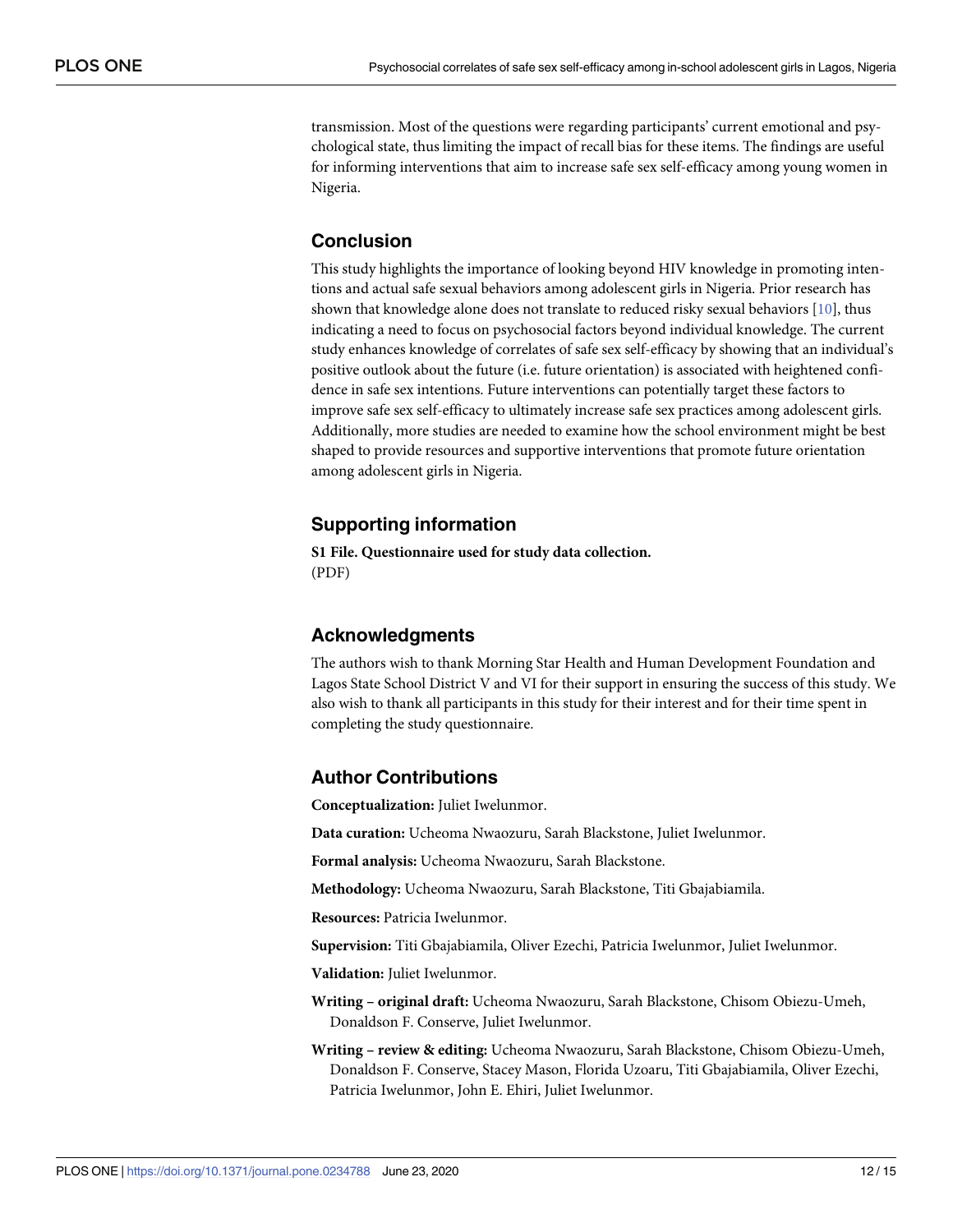transmission. Most of the questions were regarding participants' current emotional and psychological state, thus limiting the impact of recall bias for these items. The findings are useful for informing interventions that aim to increase safe sex self-efficacy among young women in Nigeria.

## Conclusion

This study highlights the importance of looking beyond HIV knowledge in promoting intentions and actual safe sexual behaviors among adolescent girls in Nigeria. Prior research has shown that knowledge alone does not translate to reduced risky sexual behaviors [10], thus indicating a need to focus on psychosocial factors beyond individual knowledge. The current study enhances knowledge of correlates of safe sex self-efficacy by showing that an individual's positive outlook about the future (i.e. future orientation) is associated with heightened confidence in safe sex intentions. Future interventions can potentially target these factors to improve safe sex self-efficacy to ultimately increase safe sex practices among adolescent girls. Additionally, more studies are needed to examine how the school environment might be best shaped to provide resources and supportive interventions that promote future orientation among adolescent girls in Nigeria.

## Supporting information

**S1 File. Questionnaire used for study data collection.**
(PDF)

## Acknowledgments

The authors wish to thank Morning Star Health and Human Development Foundation and Lagos State School District V and VI for their support in ensuring the success of this study. We also wish to thank all participants in this study for their interest and for their time spent in completing the study questionnaire.

## Author Contributions

**Conceptualization:** Juliet Iwelunmor.

**Data curation:** Ucheoma Nwaozuru, Sarah Blackstone, Juliet Iwelunmor.

**Formal analysis:** Ucheoma Nwaozuru, Sarah Blackstone.

**Methodology:** Ucheoma Nwaozuru, Sarah Blackstone, Titi Gbajabiamila.

**Resources:** Patricia Iwelunmor.

**Supervision:** Titi Gbajabiamila, Oliver Ezechi, Patricia Iwelunmor, Juliet Iwelunmor.

**Validation:** Juliet Iwelunmor.

**Writing – original draft:** Ucheoma Nwaozuru, Sarah Blackstone, Chisom Obiezu-Umeh, Donaldson F. Conserve, Juliet Iwelunmor.

**Writing – review & editing:** Ucheoma Nwaozuru, Sarah Blackstone, Chisom Obiezu-Umeh, Donaldson F. Conserve, Stacey Mason, Florida Uzoaru, Titi Gbajabiamila, Oliver Ezechi, Patricia Iwelunmor, John E. Ehiri, Juliet Iwelunmor.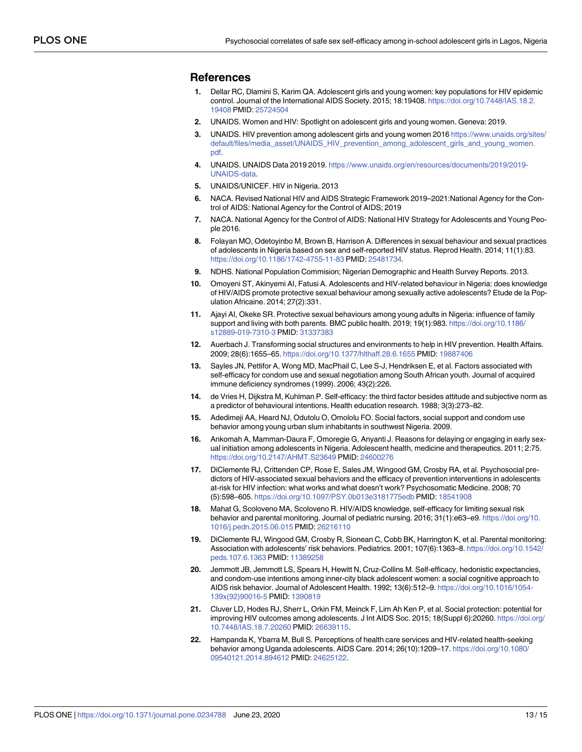## References

1. Dellar RC, Dlamini S, Karim QA. Adolescent girls and young women: key populations for HIV epidemic control. Journal of the International AIDS Society. 2015; 18:19408. https://doi.org/10.7448/IAS.18.2.19408 PMID: 25724504
2. UNAIDS. Women and HIV: Spotlight on adolescent girls and young women. Geneva: 2019.
3. UNAIDS. HIV prevention among adolescent girls and young women 2016 https://www.unaids.org/sites/default/files/media_asset/UNAIDS_HIV_prevention_among_adolescent_girls_and_young_women.pdf.
4. UNAIDS. UNAIDS Data 2019 2019. https://www.unaids.org/en/resources/documents/2019/2019-UNAIDS-data.
5. UNAIDS/UNICEF. HIV in Nigeria. 2013
6. NACA. Revised National HIV and AIDS Strategic Framework 2019–2021:National Agency for the Control of AIDS: National Agency for the Control of AIDS; 2019
7. NACA. National Agency for the Control of AIDS: National HIV Strategy for Adolescents and Young People 2016.
8. Folayan MO, Odetoyinbo M, Brown B, Harrison A. Differences in sexual behaviour and sexual practices of adolescents in Nigeria based on sex and self-reported HIV status. Reprod Health. 2014; 11(1):83. https://doi.org/10.1186/1742-4755-11-83 PMID: 25481734.
9. NDHS. National Population Commision; Nigerian Demographic and Health Survey Reports. 2013.
10. Omoyeni ST, Akinyemi AI, Fatusi A. Adolescents and HIV-related behaviour in Nigeria: does knowledge of HIV/AIDS promote protective sexual behaviour among sexually active adolescents? Etude de la Population Africaine. 2014; 27(2):331.
11. Ajayi AI, Okeke SR. Protective sexual behaviours among young adults in Nigeria: influence of family support and living with both parents. BMC public health. 2019; 19(1):983. https://doi.org/10.1186/s12889-019-7310-3 PMID: 31337383
12. Auerbach J. Transforming social structures and environments to help in HIV prevention. Health Affairs. 2009; 28(6):1655–65. https://doi.org/10.1377/hlthaff.28.6.1655 PMID: 19887406
13. Sayles JN, Pettifor A, Wong MD, MacPhail C, Lee S-J, Hendriksen E, et al. Factors associated with self-efficacy for condom use and sexual negotiation among South African youth. Journal of acquired immune deficiency syndromes (1999). 2006; 43(2):226.
14. de Vries H, Dijkstra M, Kuhlman P. Self-efficacy: the third factor besides attitude and subjective norm as a predictor of behavioural intentions. Health education research. 1988; 3(3):273–82.
15. Adedimeji AA, Heard NJ, Odutolu O, Omololu FO. Social factors, social support and condom use behavior among young urban slum inhabitants in southwest Nigeria. 2009.
16. Ankomah A, Mamman-Daura F, Omoregie G, Anyanti J. Reasons for delaying or engaging in early sexual initiation among adolescents in Nigeria. Adolescent health, medicine and therapeutics. 2011; 2:75. https://doi.org/10.2147/AHMT.S23649 PMID: 24600276
17. DiClemente RJ, Crittenden CP, Rose E, Sales JM, Wingood GM, Crosby RA, et al. Psychosocial predictors of HIV-associated sexual behaviors and the efficacy of prevention interventions in adolescents at-risk for HIV infection: what works and what doesn't work? Psychosomatic Medicine. 2008; 70 (5):598–605. https://doi.org/10.1097/PSY.0b013e3181775edb PMID: 18541908
18. Mahat G, Scoloveno MA, Scoloveno R. HIV/AIDS knowledge, self-efficacy for limiting sexual risk behavior and parental monitoring. Journal of pediatric nursing. 2016; 31(1):e63–e9. https://doi.org/10.1016/j.pedn.2015.06.015 PMID: 26216110
19. DiClemente RJ, Wingood GM, Crosby R, Sionean C, Cobb BK, Harrington K, et al. Parental monitoring: Association with adolescents' risk behaviors. Pediatrics. 2001; 107(6):1363–8. https://doi.org/10.1542/peds.107.6.1363 PMID: 11389258
20. Jemmott JB, Jemmott LS, Spears H, Hewitt N, Cruz-Collins M. Self-efficacy, hedonistic expectancies, and condom-use intentions among inner-city black adolescent women: a social cognitive approach to AIDS risk behavior. Journal of Adolescent Health. 1992; 13(6):512–9. https://doi.org/10.1016/1054-139x(92)90016-5 PMID: 1390819
21. Cluver LD, Hodes RJ, Sherr L, Orkin FM, Meinck F, Lim Ah Ken P, et al. Social protection: potential for improving HIV outcomes among adolescents. J Int AIDS Soc. 2015; 18(Suppl 6):20260. https://doi.org/10.7448/IAS.18.7.20260 PMID: 26639115.
22. Hampanda K, Ybarra M, Bull S. Perceptions of health care services and HIV-related health-seeking behavior among Uganda adolescents. AIDS Care. 2014; 26(10):1209–17. https://doi.org/10.1080/09540121.2014.894612 PMID: 24625122.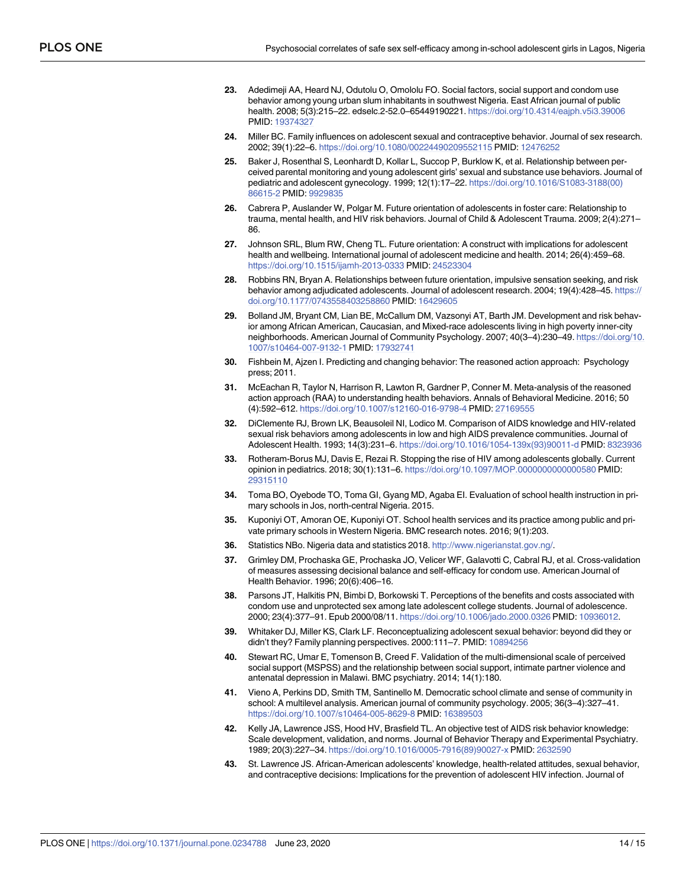23. Adedimeji AA, Heard NJ, Odutolu O, Omololu FO. Social factors, social support and condom use behavior among young urban slum inhabitants in southwest Nigeria. East African journal of public health. 2008; 5(3):215–22. edselc.2-52.0–65449190221. https://doi.org/10.4314/eajph.v5i3.39006 PMID: 19374327

24. Miller BC. Family influences on adolescent sexual and contraceptive behavior. Journal of sex research. 2002; 39(1):22–6. https://doi.org/10.1080/00224490209552115 PMID: 12476252

25. Baker J, Rosenthal S, Leonhardt D, Kollar L, Succop P, Burklow K, et al. Relationship between perceived parental monitoring and young adolescent girls' sexual and substance use behaviors. Journal of pediatric and adolescent gynecology. 1999; 12(1):17–22. https://doi.org/10.1016/S1083-3188(00)86615-2 PMID: 9929835

26. Cabrera P, Auslander W, Polgar M. Future orientation of adolescents in foster care: Relationship to trauma, mental health, and HIV risk behaviors. Journal of Child & Adolescent Trauma. 2009; 2(4):271–86.

27. Johnson SRL, Blum RW, Cheng TL. Future orientation: A construct with implications for adolescent health and wellbeing. International journal of adolescent medicine and health. 2014; 26(4):459–68. https://doi.org/10.1515/ijamh-2013-0333 PMID: 24523304

28. Robbins RN, Bryan A. Relationships between future orientation, impulsive sensation seeking, and risk behavior among adjudicated adolescents. Journal of adolescent research. 2004; 19(4):428–45. https://doi.org/10.1177/0743558403258860 PMID: 16429605

29. Bolland JM, Bryant CM, Lian BE, McCallum DM, Vazsonyi AT, Barth JM. Development and risk behavior among African American, Caucasian, and Mixed-race adolescents living in high poverty inner-city neighborhoods. American Journal of Community Psychology. 2007; 40(3–4):230–49. https://doi.org/10.1007/s10464-007-9132-1 PMID: 17932741

30. Fishbein M, Ajzen I. Predicting and changing behavior: The reasoned action approach: Psychology press; 2011.

31. McEachan R, Taylor N, Harrison R, Lawton R, Gardner P, Conner M. Meta-analysis of the reasoned action approach (RAA) to understanding health behaviors. Annals of Behavioral Medicine. 2016; 50(4):592–612. https://doi.org/10.1007/s12160-016-9798-4 PMID: 27169555

32. DiClemente RJ, Brown LK, Beausoleil NI, Lodico M. Comparison of AIDS knowledge and HIV-related sexual risk behaviors among adolescents in low and high AIDS prevalence communities. Journal of Adolescent Health. 1993; 14(3):231–6. https://doi.org/10.1016/1054-139x(93)90011-d PMID: 8323936

33. Rotheram-Borus MJ, Davis E, Rezai R. Stopping the rise of HIV among adolescents globally. Current opinion in pediatrics. 2018; 30(1):131–6. https://doi.org/10.1097/MOP.0000000000000580 PMID: 29315110

34. Toma BO, Oyebode TO, Toma GI, Gyang MD, Agaba EI. Evaluation of school health instruction in primary schools in Jos, north-central Nigeria. 2015.

35. Kuponiyi OT, Amoran OE, Kuponiyi OT. School health services and its practice among public and private primary schools in Western Nigeria. BMC research notes. 2016; 9(1):203.

36. Statistics NBo. Nigeria data and statistics 2018. http://www.nigerianstat.gov.ng/.

37. Grimley DM, Prochaska GE, Prochaska JO, Velicer WF, Galavotti C, Cabral RJ, et al. Cross-validation of measures assessing decisional balance and self-efficacy for condom use. American Journal of Health Behavior. 1996; 20(6):406–16.

38. Parsons JT, Halkitis PN, Bimbi D, Borkowski T. Perceptions of the benefits and costs associated with condom use and unprotected sex among late adolescent college students. Journal of adolescence. 2000; 23(4):377–91. Epub 2000/08/11. https://doi.org/10.1006/jado.2000.0326 PMID: 10936012.

39. Whitaker DJ, Miller KS, Clark LF. Reconceptualizing adolescent sexual behavior: beyond did they or didn't they? Family planning perspectives. 2000:111–7. PMID: 10894256

40. Stewart RC, Umar E, Tomenson B, Creed F. Validation of the multi-dimensional scale of perceived social support (MSPSS) and the relationship between social support, intimate partner violence and antenatal depression in Malawi. BMC psychiatry. 2014; 14(1):180.

41. Vieno A, Perkins DD, Smith TM, Santinello M. Democratic school climate and sense of community in school: A multilevel analysis. American journal of community psychology. 2005; 36(3–4):327–41. https://doi.org/10.1007/s10464-005-8629-8 PMID: 16389503

42. Kelly JA, Lawrence JSS, Hood HV, Brasfield TL. An objective test of AIDS risk behavior knowledge: Scale development, validation, and norms. Journal of Behavior Therapy and Experimental Psychiatry. 1989; 20(3):227–34. https://doi.org/10.1016/0005-7916(89)90027-x PMID: 2632590

43. St. Lawrence JS. African-American adolescents' knowledge, health-related attitudes, sexual behavior, and contraceptive decisions: Implications for the prevention of adolescent HIV infection. Journal of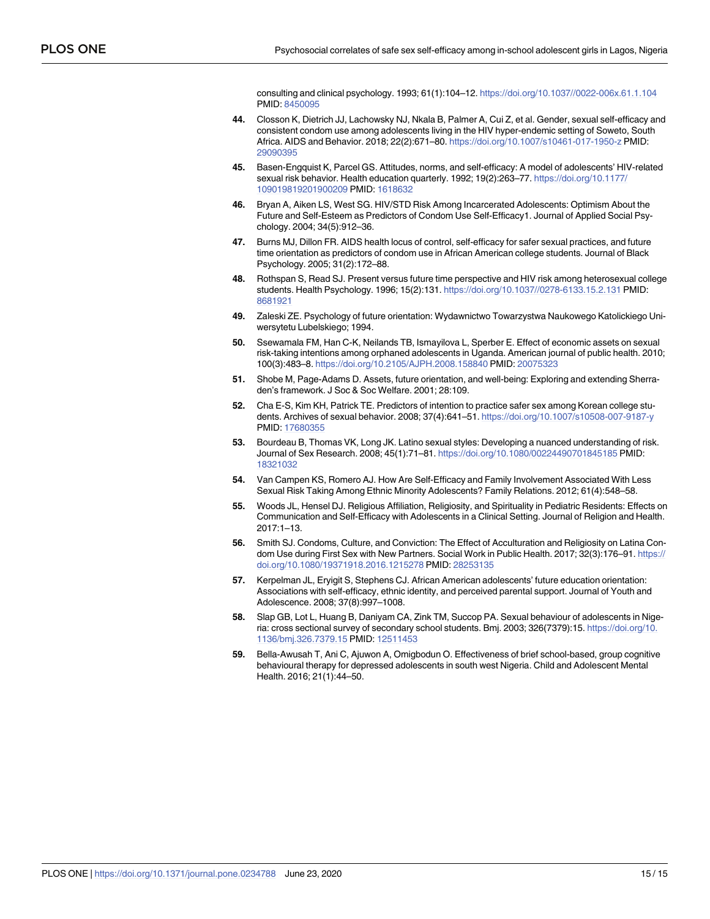consulting and clinical psychology. 1993; 61(1):104–12. https://doi.org/10.1037//0022-006x.61.1.104 PMID: 8450095

44. Closson K, Dietrich JJ, Lachowsky NJ, Nkala B, Palmer A, Cui Z, et al. Gender, sexual self-efficacy and consistent condom use among adolescents living in the HIV hyper-endemic setting of Soweto, South Africa. AIDS and Behavior. 2018; 22(2):671–80. https://doi.org/10.1007/s10461-017-1950-z PMID: 29090395

45. Basen-Engquist K, Parcel GS. Attitudes, norms, and self-efficacy: A model of adolescents' HIV-related sexual risk behavior. Health education quarterly. 1992; 19(2):263–77. https://doi.org/10.1177/109019819201900209 PMID: 1618632

46. Bryan A, Aiken LS, West SG. HIV/STD Risk Among Incarcerated Adolescents: Optimism About the Future and Self-Esteem as Predictors of Condom Use Self-Efficacy1. Journal of Applied Social Psychology. 2004; 34(5):912–36.

47. Burns MJ, Dillon FR. AIDS health locus of control, self-efficacy for safer sexual practices, and future time orientation as predictors of condom use in African American college students. Journal of Black Psychology. 2005; 31(2):172–88.

48. Rothspan S, Read SJ. Present versus future time perspective and HIV risk among heterosexual college students. Health Psychology. 1996; 15(2):131. https://doi.org/10.1037//0278-6133.15.2.131 PMID: 8681921

49. Zaleski ZE. Psychology of future orientation: Wydawnictwo Towarzystwa Naukowego Katolickiego Uniwersytetu Lubelskiego; 1994.

50. Ssewamala FM, Han C-K, Neilands TB, Ismayilova L, Sperber E. Effect of economic assets on sexual risk-taking intentions among orphaned adolescents in Uganda. American journal of public health. 2010; 100(3):483–8. https://doi.org/10.2105/AJPH.2008.158840 PMID: 20075323

51. Shobe M, Page-Adams D. Assets, future orientation, and well-being: Exploring and extending Sherraden's framework. J Soc & Soc Welfare. 2001; 28:109.

52. Cha E-S, Kim KH, Patrick TE. Predictors of intention to practice safer sex among Korean college students. Archives of sexual behavior. 2008; 37(4):641–51. https://doi.org/10.1007/s10508-007-9187-y PMID: 17680355

53. Bourdeau B, Thomas VK, Long JK. Latino sexual styles: Developing a nuanced understanding of risk. Journal of Sex Research. 2008; 45(1):71–81. https://doi.org/10.1080/00224490701845185 PMID: 18321032

54. Van Campen KS, Romero AJ. How Are Self-Efficacy and Family Involvement Associated With Less Sexual Risk Taking Among Ethnic Minority Adolescents? Family Relations. 2012; 61(4):548–58.

55. Woods JL, Hensel DJ. Religious Affiliation, Religiosity, and Spirituality in Pediatric Residents: Effects on Communication and Self-Efficacy with Adolescents in a Clinical Setting. Journal of Religion and Health. 2017:1–13.

56. Smith SJ. Condoms, Culture, and Conviction: The Effect of Acculturation and Religiosity on Latina Condom Use during First Sex with New Partners. Social Work in Public Health. 2017; 32(3):176–91. https://doi.org/10.1080/19371918.2016.1215278 PMID: 28253135

57. Kerpelman JL, Eryigit S, Stephens CJ. African American adolescents' future education orientation: Associations with self-efficacy, ethnic identity, and perceived parental support. Journal of Youth and Adolescence. 2008; 37(8):997–1008.

58. Slap GB, Lot L, Huang B, Daniyam CA, Zink TM, Succop PA. Sexual behaviour of adolescents in Nigeria: cross sectional survey of secondary school students. Bmj. 2003; 326(7379):15. https://doi.org/10.1136/bmj.326.7379.15 PMID: 12511453

59. Bella-Awusah T, Ani C, Ajuwon A, Omigbodun O. Effectiveness of brief school-based, group cognitive behavioural therapy for depressed adolescents in south west Nigeria. Child and Adolescent Mental Health. 2016; 21(1):44–50.